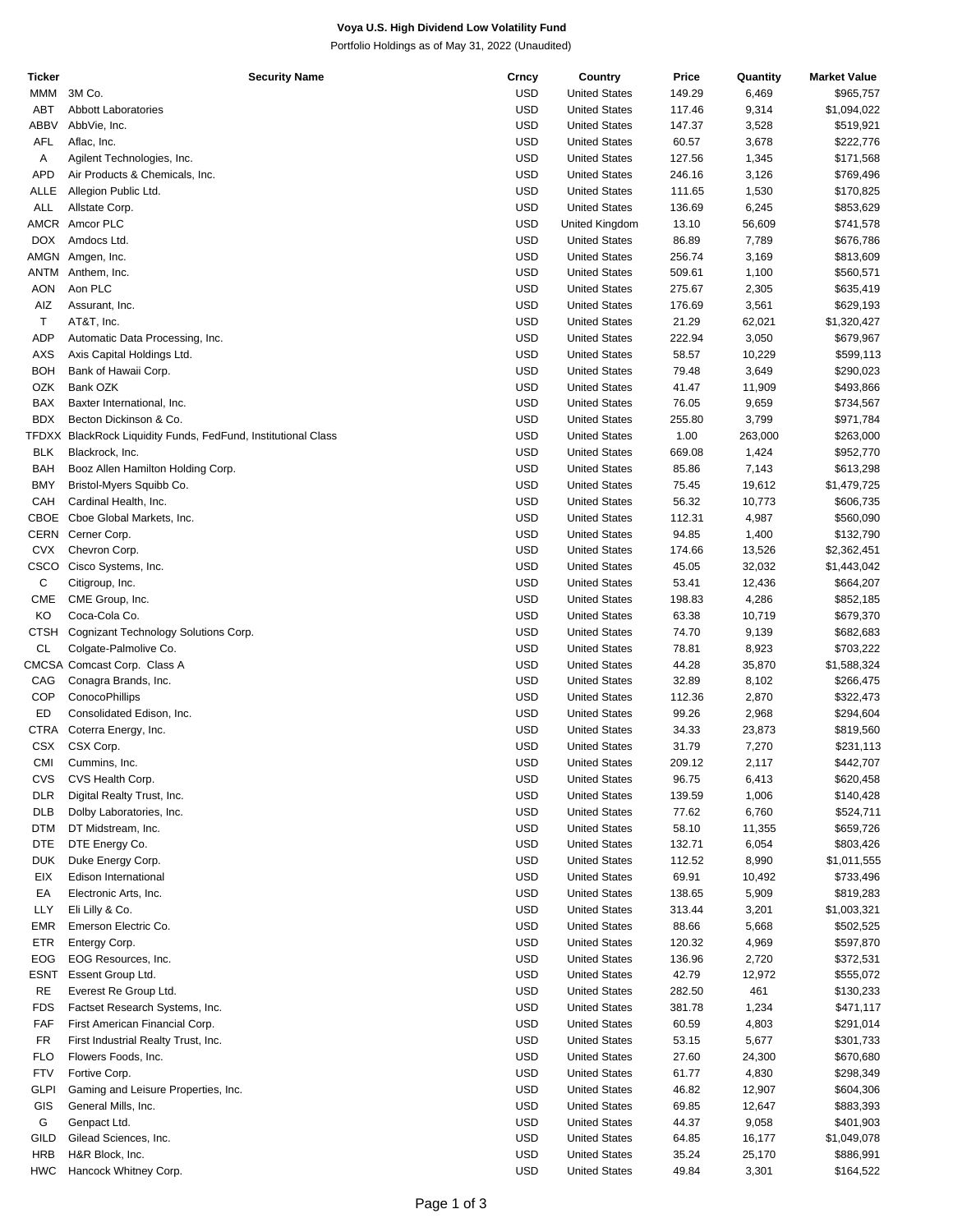**Voya U.S. High Dividend Low Volatility Fund**

Portfolio Holdings as of May 31, 2022 (Unaudited)

| Ticker | Security Name | Crncy | Country | Price | Quantity | Market Value |
|---|---|---|---|---|---|---|
| MMM | 3M Co. | USD | United States | 149.29 | 6,469 | $965,757 |
| ABT | Abbott Laboratories | USD | United States | 117.46 | 9,314 | $1,094,022 |
| ABBV | AbbVie, Inc. | USD | United States | 147.37 | 3,528 | $519,921 |
| AFL | Aflac, Inc. | USD | United States | 60.57 | 3,678 | $222,776 |
| A | Agilent Technologies, Inc. | USD | United States | 127.56 | 1,345 | $171,568 |
| APD | Air Products & Chemicals, Inc. | USD | United States | 246.16 | 3,126 | $769,496 |
| ALLE | Allegion Public Ltd. | USD | United States | 111.65 | 1,530 | $170,825 |
| ALL | Allstate Corp. | USD | United States | 136.69 | 6,245 | $853,629 |
| AMCR | Amcor PLC | USD | United Kingdom | 13.10 | 56,609 | $741,578 |
| DOX | Amdocs Ltd. | USD | United States | 86.89 | 7,789 | $676,786 |
| AMGN | Amgen, Inc. | USD | United States | 256.74 | 3,169 | $813,609 |
| ANTM | Anthem, Inc. | USD | United States | 509.61 | 1,100 | $560,571 |
| AON | Aon PLC | USD | United States | 275.67 | 2,305 | $635,419 |
| AIZ | Assurant, Inc. | USD | United States | 176.69 | 3,561 | $629,193 |
| T | AT&T, Inc. | USD | United States | 21.29 | 62,021 | $1,320,427 |
| ADP | Automatic Data Processing, Inc. | USD | United States | 222.94 | 3,050 | $679,967 |
| AXS | Axis Capital Holdings Ltd. | USD | United States | 58.57 | 10,229 | $599,113 |
| BOH | Bank of Hawaii Corp. | USD | United States | 79.48 | 3,649 | $290,023 |
| OZK | Bank OZK | USD | United States | 41.47 | 11,909 | $493,866 |
| BAX | Baxter International, Inc. | USD | United States | 76.05 | 9,659 | $734,567 |
| BDX | Becton Dickinson & Co. | USD | United States | 255.80 | 3,799 | $971,784 |
| TFDXX | BlackRock Liquidity Funds, FedFund, Institutional Class | USD | United States | 1.00 | 263,000 | $263,000 |
| BLK | Blackrock, Inc. | USD | United States | 669.08 | 1,424 | $952,770 |
| BAH | Booz Allen Hamilton Holding Corp. | USD | United States | 85.86 | 7,143 | $613,298 |
| BMY | Bristol-Myers Squibb Co. | USD | United States | 75.45 | 19,612 | $1,479,725 |
| CAH | Cardinal Health, Inc. | USD | United States | 56.32 | 10,773 | $606,735 |
| CBOE | Cboe Global Markets, Inc. | USD | United States | 112.31 | 4,987 | $560,090 |
| CERN | Cerner Corp. | USD | United States | 94.85 | 1,400 | $132,790 |
| CVX | Chevron Corp. | USD | United States | 174.66 | 13,526 | $2,362,451 |
| CSCO | Cisco Systems, Inc. | USD | United States | 45.05 | 32,032 | $1,443,042 |
| C | Citigroup, Inc. | USD | United States | 53.41 | 12,436 | $664,207 |
| CME | CME Group, Inc. | USD | United States | 198.83 | 4,286 | $852,185 |
| KO | Coca-Cola Co. | USD | United States | 63.38 | 10,719 | $679,370 |
| CTSH | Cognizant Technology Solutions Corp. | USD | United States | 74.70 | 9,139 | $682,683 |
| CL | Colgate-Palmolive Co. | USD | United States | 78.81 | 8,923 | $703,222 |
| CMCSA | Comcast Corp. Class A | USD | United States | 44.28 | 35,870 | $1,588,324 |
| CAG | Conagra Brands, Inc. | USD | United States | 32.89 | 8,102 | $266,475 |
| COP | ConocoPhillips | USD | United States | 112.36 | 2,870 | $322,473 |
| ED | Consolidated Edison, Inc. | USD | United States | 99.26 | 2,968 | $294,604 |
| CTRA | Coterra Energy, Inc. | USD | United States | 34.33 | 23,873 | $819,560 |
| CSX | CSX Corp. | USD | United States | 31.79 | 7,270 | $231,113 |
| CMI | Cummins, Inc. | USD | United States | 209.12 | 2,117 | $442,707 |
| CVS | CVS Health Corp. | USD | United States | 96.75 | 6,413 | $620,458 |
| DLR | Digital Realty Trust, Inc. | USD | United States | 139.59 | 1,006 | $140,428 |
| DLB | Dolby Laboratories, Inc. | USD | United States | 77.62 | 6,760 | $524,711 |
| DTM | DT Midstream, Inc. | USD | United States | 58.10 | 11,355 | $659,726 |
| DTE | DTE Energy Co. | USD | United States | 132.71 | 6,054 | $803,426 |
| DUK | Duke Energy Corp. | USD | United States | 112.52 | 8,990 | $1,011,555 |
| EIX | Edison International | USD | United States | 69.91 | 10,492 | $733,496 |
| EA | Electronic Arts, Inc. | USD | United States | 138.65 | 5,909 | $819,283 |
| LLY | Eli Lilly & Co. | USD | United States | 313.44 | 3,201 | $1,003,321 |
| EMR | Emerson Electric Co. | USD | United States | 88.66 | 5,668 | $502,525 |
| ETR | Entergy Corp. | USD | United States | 120.32 | 4,969 | $597,870 |
| EOG | EOG Resources, Inc. | USD | United States | 136.96 | 2,720 | $372,531 |
| ESNT | Essent Group Ltd. | USD | United States | 42.79 | 12,972 | $555,072 |
| RE | Everest Re Group Ltd. | USD | United States | 282.50 | 461 | $130,233 |
| FDS | Factset Research Systems, Inc. | USD | United States | 381.78 | 1,234 | $471,117 |
| FAF | First American Financial Corp. | USD | United States | 60.59 | 4,803 | $291,014 |
| FR | First Industrial Realty Trust, Inc. | USD | United States | 53.15 | 5,677 | $301,733 |
| FLO | Flowers Foods, Inc. | USD | United States | 27.60 | 24,300 | $670,680 |
| FTV | Fortive Corp. | USD | United States | 61.77 | 4,830 | $298,349 |
| GLPI | Gaming and Leisure Properties, Inc. | USD | United States | 46.82 | 12,907 | $604,306 |
| GIS | General Mills, Inc. | USD | United States | 69.85 | 12,647 | $883,393 |
| G | Genpact Ltd. | USD | United States | 44.37 | 9,058 | $401,903 |
| GILD | Gilead Sciences, Inc. | USD | United States | 64.85 | 16,177 | $1,049,078 |
| HRB | H&R Block, Inc. | USD | United States | 35.24 | 25,170 | $886,991 |
| HWC | Hancock Whitney Corp. | USD | United States | 49.84 | 3,301 | $164,522 |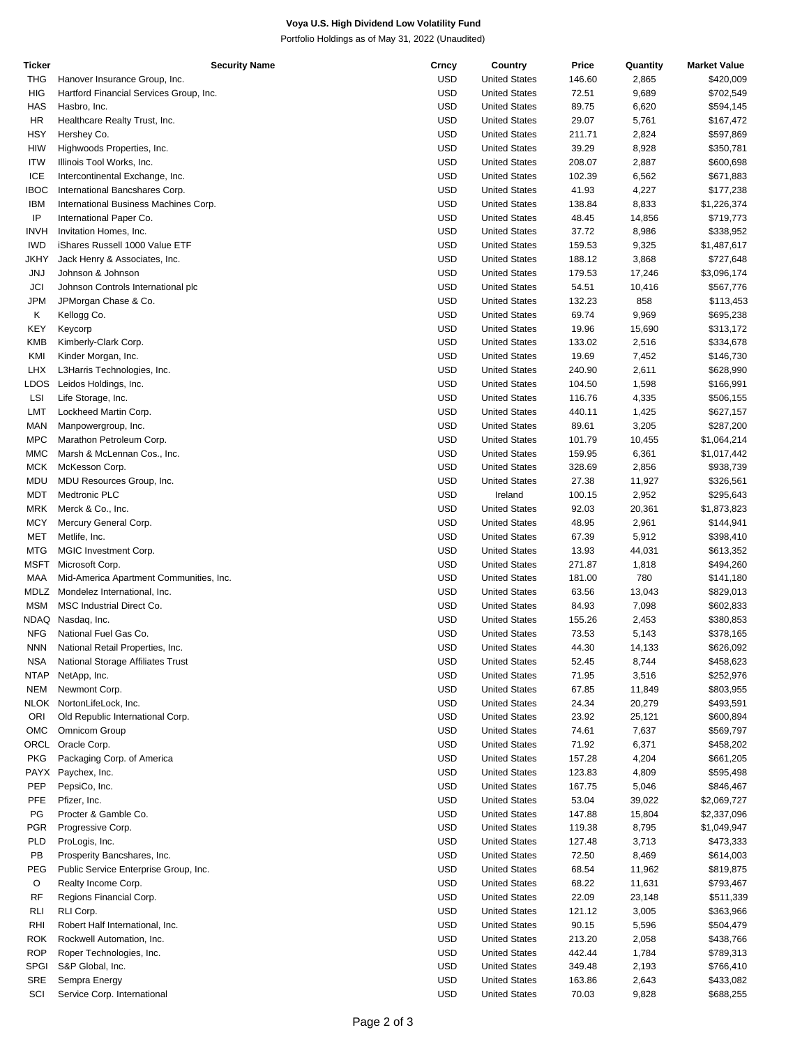**Voya U.S. High Dividend Low Volatility Fund**

Portfolio Holdings as of May 31, 2022 (Unaudited)

| Ticker | Security Name | Crncy | Country | Price | Quantity | Market Value |
|---|---|---|---|---|---|---|
| THG | Hanover Insurance Group, Inc. | USD | United States | 146.60 | 2,865 | $420,009 |
| HIG | Hartford Financial Services Group, Inc. | USD | United States | 72.51 | 9,689 | $702,549 |
| HAS | Hasbro, Inc. | USD | United States | 89.75 | 6,620 | $594,145 |
| HR | Healthcare Realty Trust, Inc. | USD | United States | 29.07 | 5,761 | $167,472 |
| HSY | Hershey Co. | USD | United States | 211.71 | 2,824 | $597,869 |
| HIW | Highwoods Properties, Inc. | USD | United States | 39.29 | 8,928 | $350,781 |
| ITW | Illinois Tool Works, Inc. | USD | United States | 208.07 | 2,887 | $600,698 |
| ICE | Intercontinental Exchange, Inc. | USD | United States | 102.39 | 6,562 | $671,883 |
| IBOC | International Bancshares Corp. | USD | United States | 41.93 | 4,227 | $177,238 |
| IBM | International Business Machines Corp. | USD | United States | 138.84 | 8,833 | $1,226,374 |
| IP | International Paper Co. | USD | United States | 48.45 | 14,856 | $719,773 |
| INVH | Invitation Homes, Inc. | USD | United States | 37.72 | 8,986 | $338,952 |
| IWD | iShares Russell 1000 Value ETF | USD | United States | 159.53 | 9,325 | $1,487,617 |
| JKHY | Jack Henry & Associates, Inc. | USD | United States | 188.12 | 3,868 | $727,648 |
| JNJ | Johnson & Johnson | USD | United States | 179.53 | 17,246 | $3,096,174 |
| JCI | Johnson Controls International plc | USD | United States | 54.51 | 10,416 | $567,776 |
| JPM | JPMorgan Chase & Co. | USD | United States | 132.23 | 858 | $113,453 |
| K | Kellogg Co. | USD | United States | 69.74 | 9,969 | $695,238 |
| KEY | Keycorp | USD | United States | 19.96 | 15,690 | $313,172 |
| KMB | Kimberly-Clark Corp. | USD | United States | 133.02 | 2,516 | $334,678 |
| KMI | Kinder Morgan, Inc. | USD | United States | 19.69 | 7,452 | $146,730 |
| LHX | L3Harris Technologies, Inc. | USD | United States | 240.90 | 2,611 | $628,990 |
| LDOS | Leidos Holdings, Inc. | USD | United States | 104.50 | 1,598 | $166,991 |
| LSI | Life Storage, Inc. | USD | United States | 116.76 | 4,335 | $506,155 |
| LMT | Lockheed Martin Corp. | USD | United States | 440.11 | 1,425 | $627,157 |
| MAN | Manpowergroup, Inc. | USD | United States | 89.61 | 3,205 | $287,200 |
| MPC | Marathon Petroleum Corp. | USD | United States | 101.79 | 10,455 | $1,064,214 |
| MMC | Marsh & McLennan Cos., Inc. | USD | United States | 159.95 | 6,361 | $1,017,442 |
| MCK | McKesson Corp. | USD | United States | 328.69 | 2,856 | $938,739 |
| MDU | MDU Resources Group, Inc. | USD | United States | 27.38 | 11,927 | $326,561 |
| MDT | Medtronic PLC | USD | Ireland | 100.15 | 2,952 | $295,643 |
| MRK | Merck & Co., Inc. | USD | United States | 92.03 | 20,361 | $1,873,823 |
| MCY | Mercury General Corp. | USD | United States | 48.95 | 2,961 | $144,941 |
| MET | Metlife, Inc. | USD | United States | 67.39 | 5,912 | $398,410 |
| MTG | MGIC Investment Corp. | USD | United States | 13.93 | 44,031 | $613,352 |
| MSFT | Microsoft Corp. | USD | United States | 271.87 | 1,818 | $494,260 |
| MAA | Mid-America Apartment Communities, Inc. | USD | United States | 181.00 | 780 | $141,180 |
| MDLZ | Mondelez International, Inc. | USD | United States | 63.56 | 13,043 | $829,013 |
| MSM | MSC Industrial Direct Co. | USD | United States | 84.93 | 7,098 | $602,833 |
| NDAQ | Nasdaq, Inc. | USD | United States | 155.26 | 2,453 | $380,853 |
| NFG | National Fuel Gas Co. | USD | United States | 73.53 | 5,143 | $378,165 |
| NNN | National Retail Properties, Inc. | USD | United States | 44.30 | 14,133 | $626,092 |
| NSA | National Storage Affiliates Trust | USD | United States | 52.45 | 8,744 | $458,623 |
| NTAP | NetApp, Inc. | USD | United States | 71.95 | 3,516 | $252,976 |
| NEM | Newmont Corp. | USD | United States | 67.85 | 11,849 | $803,955 |
| NLOK | NortonLifeLock, Inc. | USD | United States | 24.34 | 20,279 | $493,591 |
| ORI | Old Republic International Corp. | USD | United States | 23.92 | 25,121 | $600,894 |
| OMC | Omnicom Group | USD | United States | 74.61 | 7,637 | $569,797 |
| ORCL | Oracle Corp. | USD | United States | 71.92 | 6,371 | $458,202 |
| PKG | Packaging Corp. of America | USD | United States | 157.28 | 4,204 | $661,205 |
| PAYX | Paychex, Inc. | USD | United States | 123.83 | 4,809 | $595,498 |
| PEP | PepsiCo, Inc. | USD | United States | 167.75 | 5,046 | $846,467 |
| PFE | Pfizer, Inc. | USD | United States | 53.04 | 39,022 | $2,069,727 |
| PG | Procter & Gamble Co. | USD | United States | 147.88 | 15,804 | $2,337,096 |
| PGR | Progressive Corp. | USD | United States | 119.38 | 8,795 | $1,049,947 |
| PLD | ProLogis, Inc. | USD | United States | 127.48 | 3,713 | $473,333 |
| PB | Prosperity Bancshares, Inc. | USD | United States | 72.50 | 8,469 | $614,003 |
| PEG | Public Service Enterprise Group, Inc. | USD | United States | 68.54 | 11,962 | $819,875 |
| O | Realty Income Corp. | USD | United States | 68.22 | 11,631 | $793,467 |
| RF | Regions Financial Corp. | USD | United States | 22.09 | 23,148 | $511,339 |
| RLI | RLI Corp. | USD | United States | 121.12 | 3,005 | $363,966 |
| RHI | Robert Half International, Inc. | USD | United States | 90.15 | 5,596 | $504,479 |
| ROK | Rockwell Automation, Inc. | USD | United States | 213.20 | 2,058 | $438,766 |
| ROP | Roper Technologies, Inc. | USD | United States | 442.44 | 1,784 | $789,313 |
| SPGI | S&P Global, Inc. | USD | United States | 349.48 | 2,193 | $766,410 |
| SRE | Sempra Energy | USD | United States | 163.86 | 2,643 | $433,082 |
| SCI | Service Corp. International | USD | United States | 70.03 | 9,828 | $688,255 |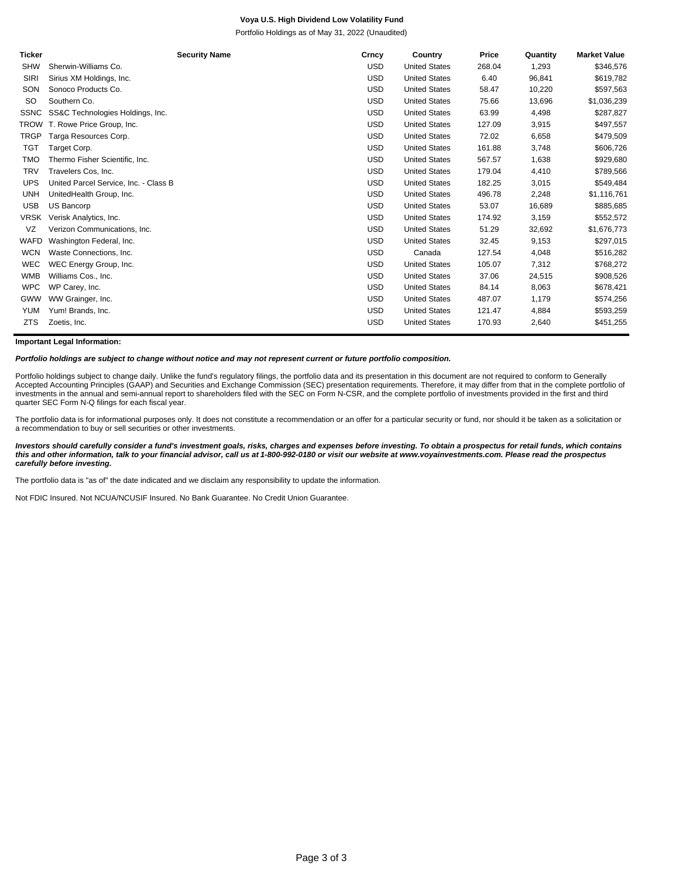**Voya U.S. High Dividend Low Volatility Fund**

Portfolio Holdings as of May 31, 2022 (Unaudited)

| Ticker | Security Name | Crncy | Country | Price | Quantity | Market Value |
|---|---|---|---|---|---|---|
| SHW | Sherwin-Williams Co. | USD | United States | 268.04 | 1,293 | $346,576 |
| SIRI | Sirius XM Holdings, Inc. | USD | United States | 6.40 | 96,841 | $619,782 |
| SON | Sonoco Products Co. | USD | United States | 58.47 | 10,220 | $597,563 |
| SO | Southern Co. | USD | United States | 75.66 | 13,696 | $1,036,239 |
| SSNC | SS&C Technologies Holdings, Inc. | USD | United States | 63.99 | 4,498 | $287,827 |
| TROW | T. Rowe Price Group, Inc. | USD | United States | 127.09 | 3,915 | $497,557 |
| TRGP | Targa Resources Corp. | USD | United States | 72.02 | 6,658 | $479,509 |
| TGT | Target Corp. | USD | United States | 161.88 | 3,748 | $606,726 |
| TMO | Thermo Fisher Scientific, Inc. | USD | United States | 567.57 | 1,638 | $929,680 |
| TRV | Travelers Cos, Inc. | USD | United States | 179.04 | 4,410 | $789,566 |
| UPS | United Parcel Service, Inc. - Class B | USD | United States | 182.25 | 3,015 | $549,484 |
| UNH | UnitedHealth Group, Inc. | USD | United States | 496.78 | 2,248 | $1,116,761 |
| USB | US Bancorp | USD | United States | 53.07 | 16,689 | $885,685 |
| VRSK | Verisk Analytics, Inc. | USD | United States | 174.92 | 3,159 | $552,572 |
| VZ | Verizon Communications, Inc. | USD | United States | 51.29 | 32,692 | $1,676,773 |
| WAFD | Washington Federal, Inc. | USD | United States | 32.45 | 9,153 | $297,015 |
| WCN | Waste Connections, Inc. | USD | Canada | 127.54 | 4,048 | $516,282 |
| WEC | WEC Energy Group, Inc. | USD | United States | 105.07 | 7,312 | $768,272 |
| WMB | Williams Cos., Inc. | USD | United States | 37.06 | 24,515 | $908,526 |
| WPC | WP Carey, Inc. | USD | United States | 84.14 | 8,063 | $678,421 |
| GWW | WW Grainger, Inc. | USD | United States | 487.07 | 1,179 | $574,256 |
| YUM | Yum! Brands, Inc. | USD | United States | 121.47 | 4,884 | $593,259 |
| ZTS | Zoetis, Inc. | USD | United States | 170.93 | 2,640 | $451,255 |

**Important Legal Information:**

***Portfolio holdings are subject to change without notice and may not represent current or future portfolio composition.***

Portfolio holdings subject to change daily. Unlike the fund's regulatory filings, the portfolio data and its presentation in this document are not required to conform to Generally Accepted Accounting Principles (GAAP) and Securities and Exchange Commission (SEC) presentation requirements. Therefore, it may differ from that in the complete portfolio of investments in the annual and semi-annual report to shareholders filed with the SEC on Form N-CSR, and the complete portfolio of investments provided in the first and third quarter SEC Form N-Q filings for each fiscal year.

The portfolio data is for informational purposes only. It does not constitute a recommendation or an offer for a particular security or fund, nor should it be taken as a solicitation or a recommendation to buy or sell securities or other investments.

***Investors should carefully consider a fund's investment goals, risks, charges and expenses before investing. To obtain a prospectus for retail funds, which contains this and other information, talk to your financial advisor, call us at 1-800-992-0180 or visit our website at www.voyainvestments.com. Please read the prospectus carefully before investing.***

The portfolio data is "as of" the date indicated and we disclaim any responsibility to update the information.

Not FDIC Insured. Not NCUA/NCUSIF Insured. No Bank Guarantee. No Credit Union Guarantee.